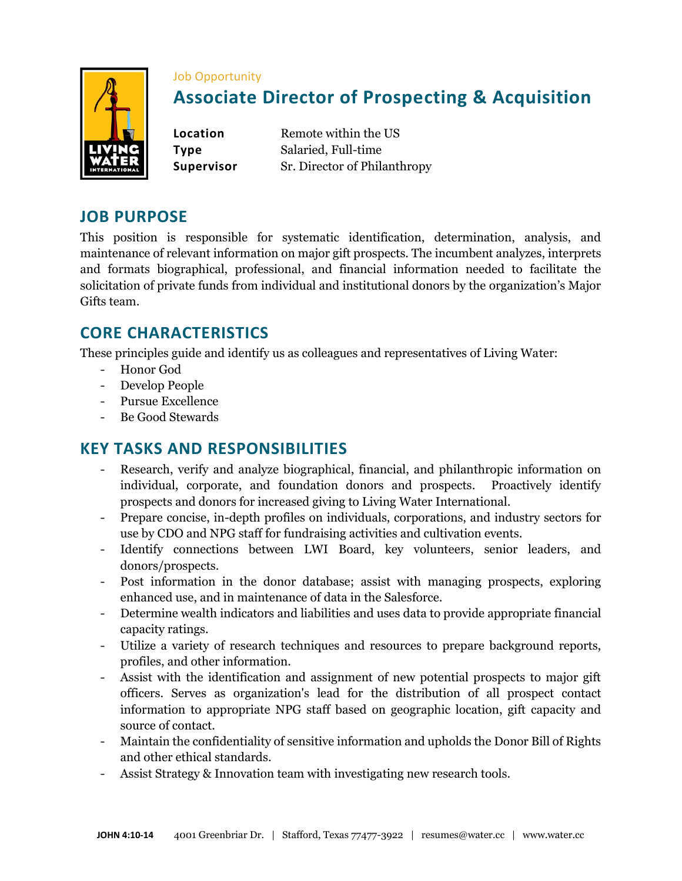Job Opportunity

# Associate Director of Prospecting & Acquisition

**Location** Remote within the US
**Type** Salaried, Full-time
**Supervisor** Sr. Director of Philanthropy

## JOB PURPOSE

This position is responsible for systematic identification, determination, analysis, and maintenance of relevant information on major gift prospects. The incumbent analyzes, interprets and formats biographical, professional, and financial information needed to facilitate the solicitation of private funds from individual and institutional donors by the organization's Major Gifts team.

## CORE CHARACTERISTICS

These principles guide and identify us as colleagues and representatives of Living Water:

- Honor God
- Develop People
- Pursue Excellence
- Be Good Stewards

## KEY TASKS AND RESPONSIBILITIES

- Research, verify and analyze biographical, financial, and philanthropic information on individual, corporate, and foundation donors and prospects. Proactively identify prospects and donors for increased giving to Living Water International.
- Prepare concise, in-depth profiles on individuals, corporations, and industry sectors for use by CDO and NPG staff for fundraising activities and cultivation events.
- Identify connections between LWI Board, key volunteers, senior leaders, and donors/prospects.
- Post information in the donor database; assist with managing prospects, exploring enhanced use, and in maintenance of data in the Salesforce.
- Determine wealth indicators and liabilities and uses data to provide appropriate financial capacity ratings.
- Utilize a variety of research techniques and resources to prepare background reports, profiles, and other information.
- Assist with the identification and assignment of new potential prospects to major gift officers. Serves as organization's lead for the distribution of all prospect contact information to appropriate NPG staff based on geographic location, gift capacity and source of contact.
- Maintain the confidentiality of sensitive information and upholds the Donor Bill of Rights and other ethical standards.
- Assist Strategy & Innovation team with investigating new research tools.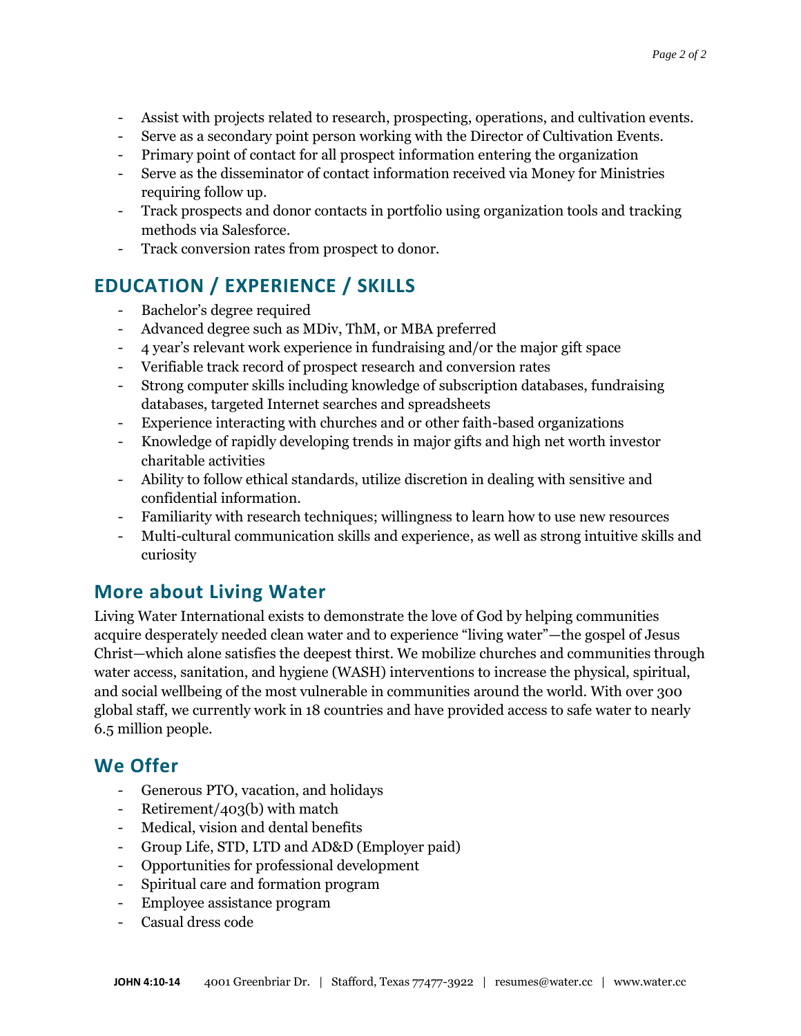- Assist with projects related to research, prospecting, operations, and cultivation events.
- Serve as a secondary point person working with the Director of Cultivation Events.
- Primary point of contact for all prospect information entering the organization
- Serve as the disseminator of contact information received via Money for Ministries requiring follow up.
- Track prospects and donor contacts in portfolio using organization tools and tracking methods via Salesforce.
- Track conversion rates from prospect to donor.

## EDUCATION / EXPERIENCE / SKILLS

- Bachelor's degree required
- Advanced degree such as MDiv, ThM, or MBA preferred
- 4 year's relevant work experience in fundraising and/or the major gift space
- Verifiable track record of prospect research and conversion rates
- Strong computer skills including knowledge of subscription databases, fundraising databases, targeted Internet searches and spreadsheets
- Experience interacting with churches and or other faith-based organizations
- Knowledge of rapidly developing trends in major gifts and high net worth investor charitable activities
- Ability to follow ethical standards, utilize discretion in dealing with sensitive and confidential information.
- Familiarity with research techniques; willingness to learn how to use new resources
- Multi-cultural communication skills and experience, as well as strong intuitive skills and curiosity

## More about Living Water

Living Water International exists to demonstrate the love of God by helping communities acquire desperately needed clean water and to experience "living water"—the gospel of Jesus Christ—which alone satisfies the deepest thirst. We mobilize churches and communities through water access, sanitation, and hygiene (WASH) interventions to increase the physical, spiritual, and social wellbeing of the most vulnerable in communities around the world. With over 300 global staff, we currently work in 18 countries and have provided access to safe water to nearly 6.5 million people.

## We Offer

- Generous PTO, vacation, and holidays
- Retirement/403(b) with match
- Medical, vision and dental benefits
- Group Life, STD, LTD and AD&D (Employer paid)
- Opportunities for professional development
- Spiritual care and formation program
- Employee assistance program
- Casual dress code

**JOHN 4:10-14** 4001 Greenbriar Dr. | Stafford, Texas 77477-3922 | resumes@water.cc | www.water.cc